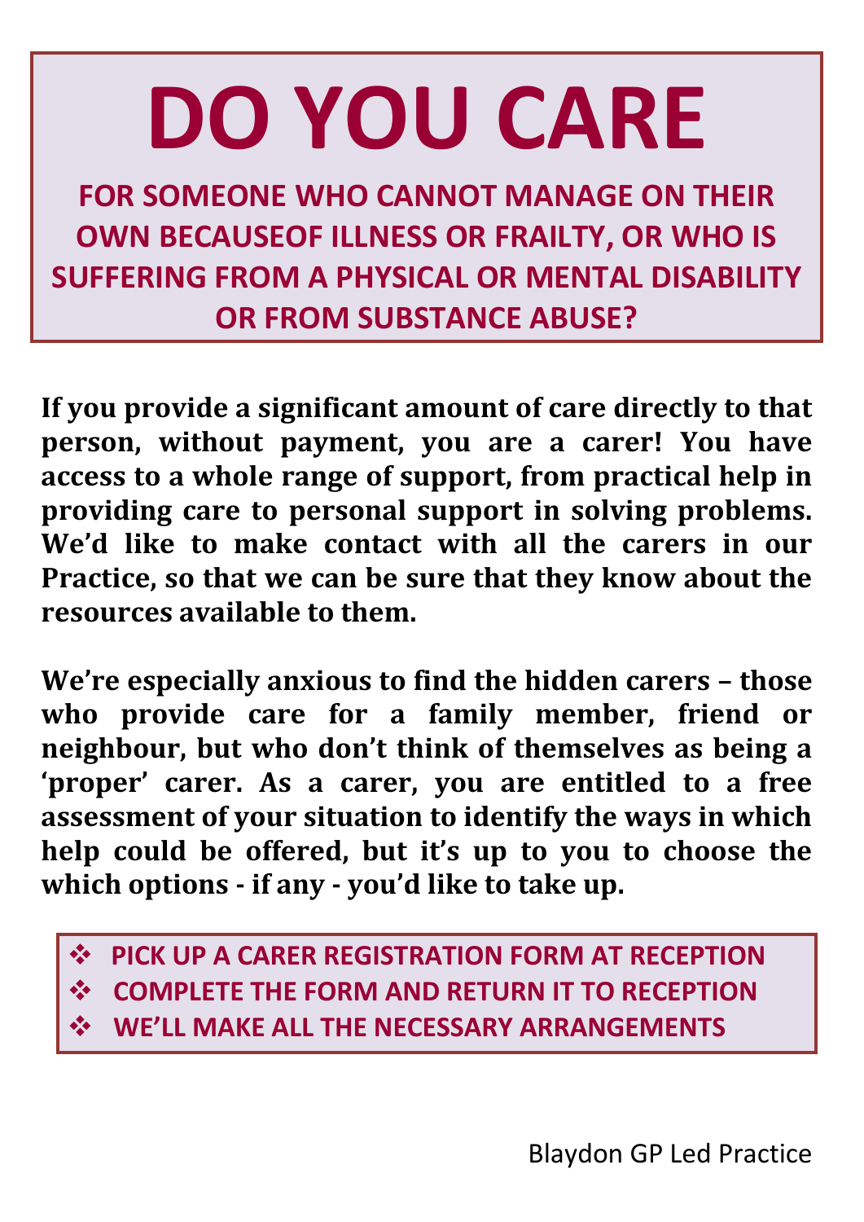# DO YOU CARE

## FOR SOMEONE WHO CANNOT MANAGE ON THEIR OWN BECAUSEOF ILLNESS OR FRAILTY, OR WHO IS SUFFERING FROM A PHYSICAL OR MENTAL DISABILITY OR FROM SUBSTANCE ABUSE?

**If you provide a significant amount of care directly to that person, without payment, you are a carer! You have access to a whole range of support, from practical help in providing care to personal support in solving problems. We'd like to make contact with all the carers in our Practice, so that we can be sure that they know about the resources available to them.**

**We're especially anxious to find the hidden carers – those who provide care for a family member, friend or neighbour, but who don't think of themselves as being a 'proper' carer. As a carer, you are entitled to a free assessment of your situation to identify the ways in which help could be offered, but it's up to you to choose the which options - if any - you'd like to take up.**

- **PICK UP A CARER REGISTRATION FORM AT RECEPTION**
- **COMPLETE THE FORM AND RETURN IT TO RECEPTION**
- **WE'LL MAKE ALL THE NECESSARY ARRANGEMENTS**

Blaydon GP Led Practice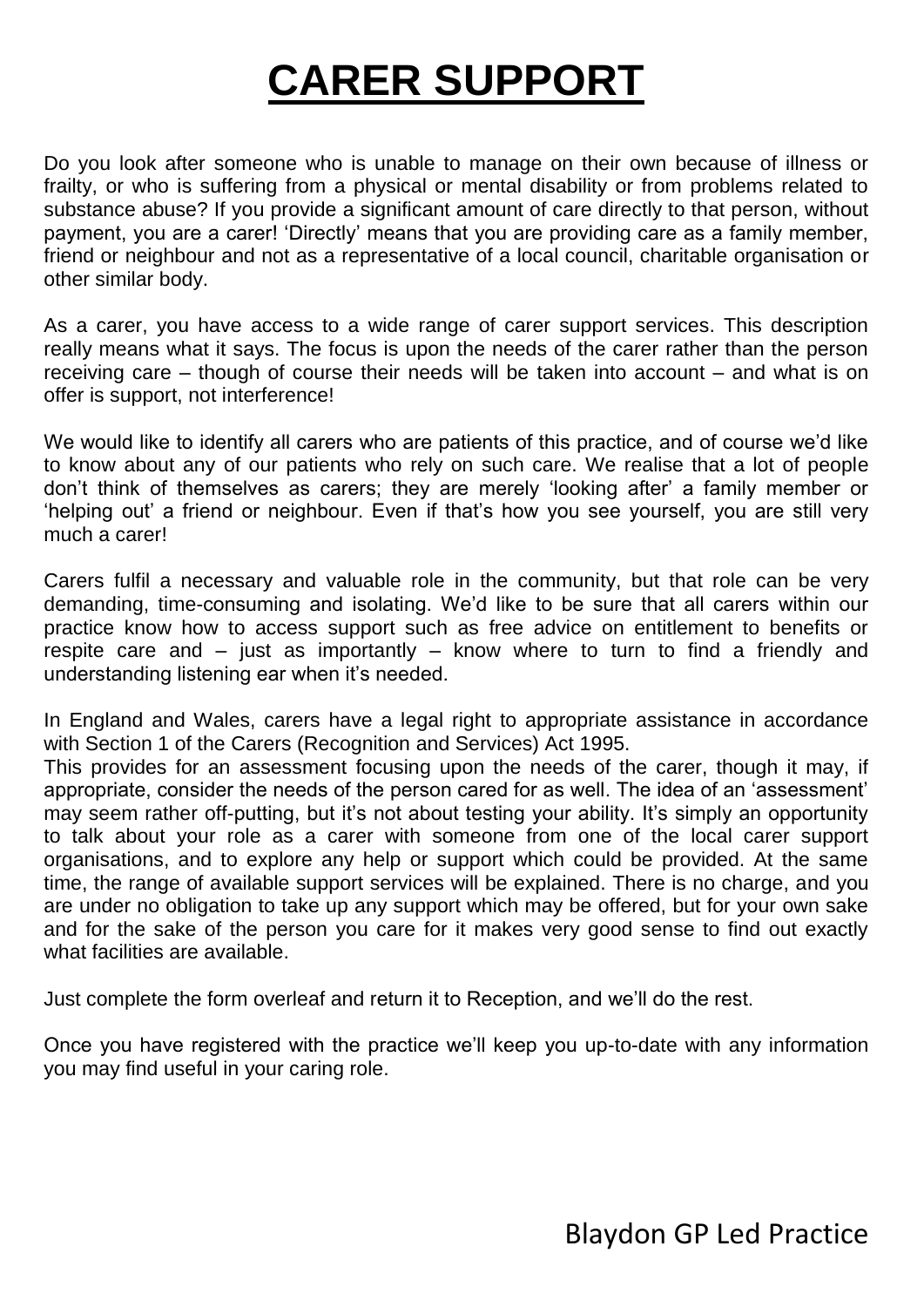# CARER SUPPORT

Do you look after someone who is unable to manage on their own because of illness or frailty, or who is suffering from a physical or mental disability or from problems related to substance abuse? If you provide a significant amount of care directly to that person, without payment, you are a carer! 'Directly' means that you are providing care as a family member, friend or neighbour and not as a representative of a local council, charitable organisation or other similar body.

As a carer, you have access to a wide range of carer support services. This description really means what it says. The focus is upon the needs of the carer rather than the person receiving care – though of course their needs will be taken into account – and what is on offer is support, not interference!

We would like to identify all carers who are patients of this practice, and of course we'd like to know about any of our patients who rely on such care. We realise that a lot of people don't think of themselves as carers; they are merely 'looking after' a family member or 'helping out' a friend or neighbour. Even if that's how you see yourself, you are still very much a carer!

Carers fulfil a necessary and valuable role in the community, but that role can be very demanding, time-consuming and isolating. We'd like to be sure that all carers within our practice know how to access support such as free advice on entitlement to benefits or respite care and – just as importantly – know where to turn to find a friendly and understanding listening ear when it's needed.

In England and Wales, carers have a legal right to appropriate assistance in accordance with Section 1 of the Carers (Recognition and Services) Act 1995.
This provides for an assessment focusing upon the needs of the carer, though it may, if appropriate, consider the needs of the person cared for as well. The idea of an 'assessment' may seem rather off-putting, but it's not about testing your ability. It's simply an opportunity to talk about your role as a carer with someone from one of the local carer support organisations, and to explore any help or support which could be provided. At the same time, the range of available support services will be explained. There is no charge, and you are under no obligation to take up any support which may be offered, but for your own sake and for the sake of the person you care for it makes very good sense to find out exactly what facilities are available.

Just complete the form overleaf and return it to Reception, and we'll do the rest.

Once you have registered with the practice we'll keep you up-to-date with any information you may find useful in your caring role.

Blaydon GP Led Practice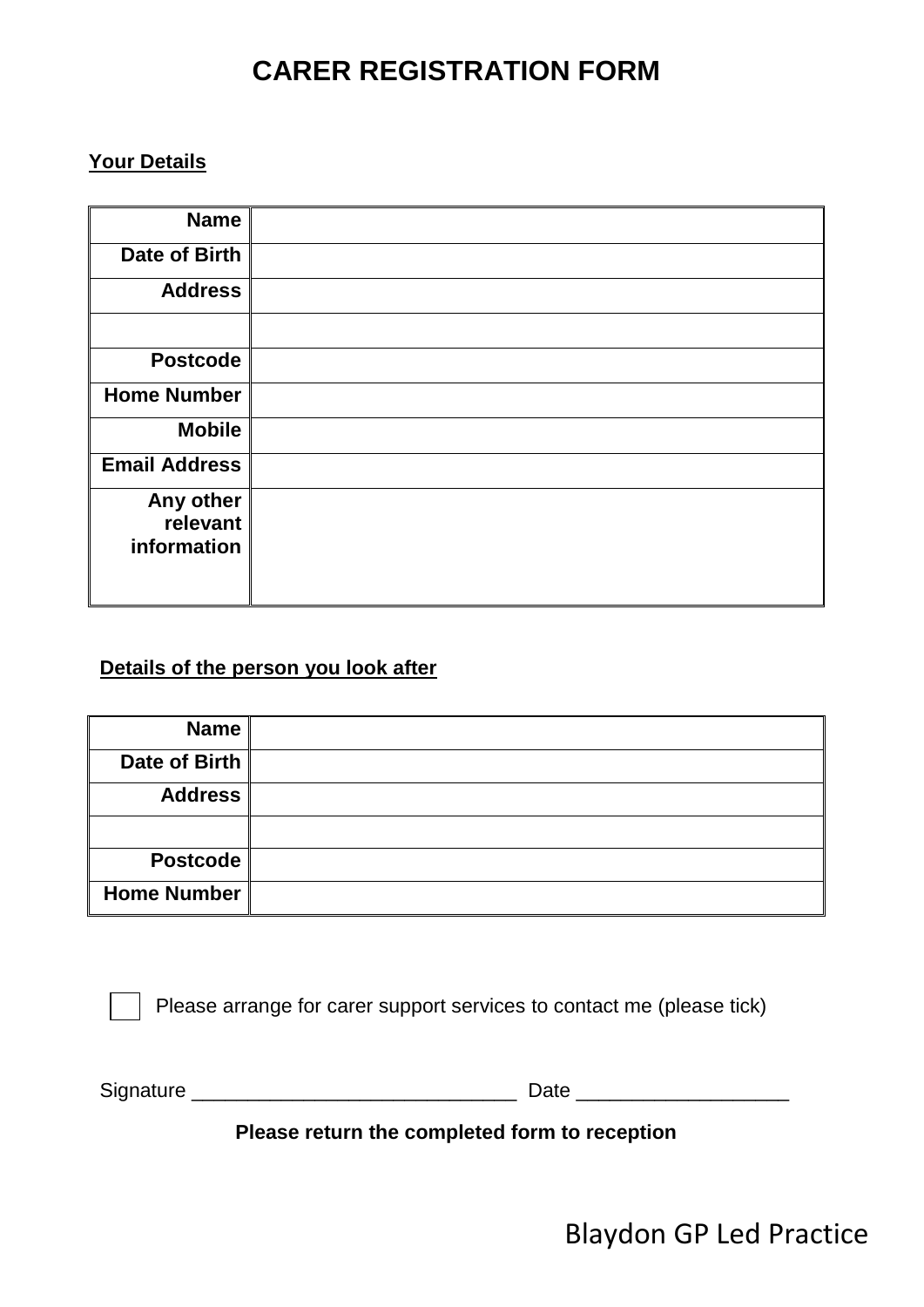# CARER REGISTRATION FORM

**Your Details**

| | |
|---|---|
| **Name** | |
| **Date of Birth** | |
| **Address** | |
| | |
| **Postcode** | |
| **Home Number** | |
| **Mobile** | |
| **Email Address** | |
| **Any other relevant information** | |

**Details of the person you look after**

| | |
|---|---|
| **Name** | |
| **Date of Birth** | |
| **Address** | |
| | |
| **Postcode** | |
| **Home Number** | |

☐ Please arrange for carer support services to contact me (please tick)

Signature ______________________________ Date ___________________

**Please return the completed form to reception**

Blaydon GP Led Practice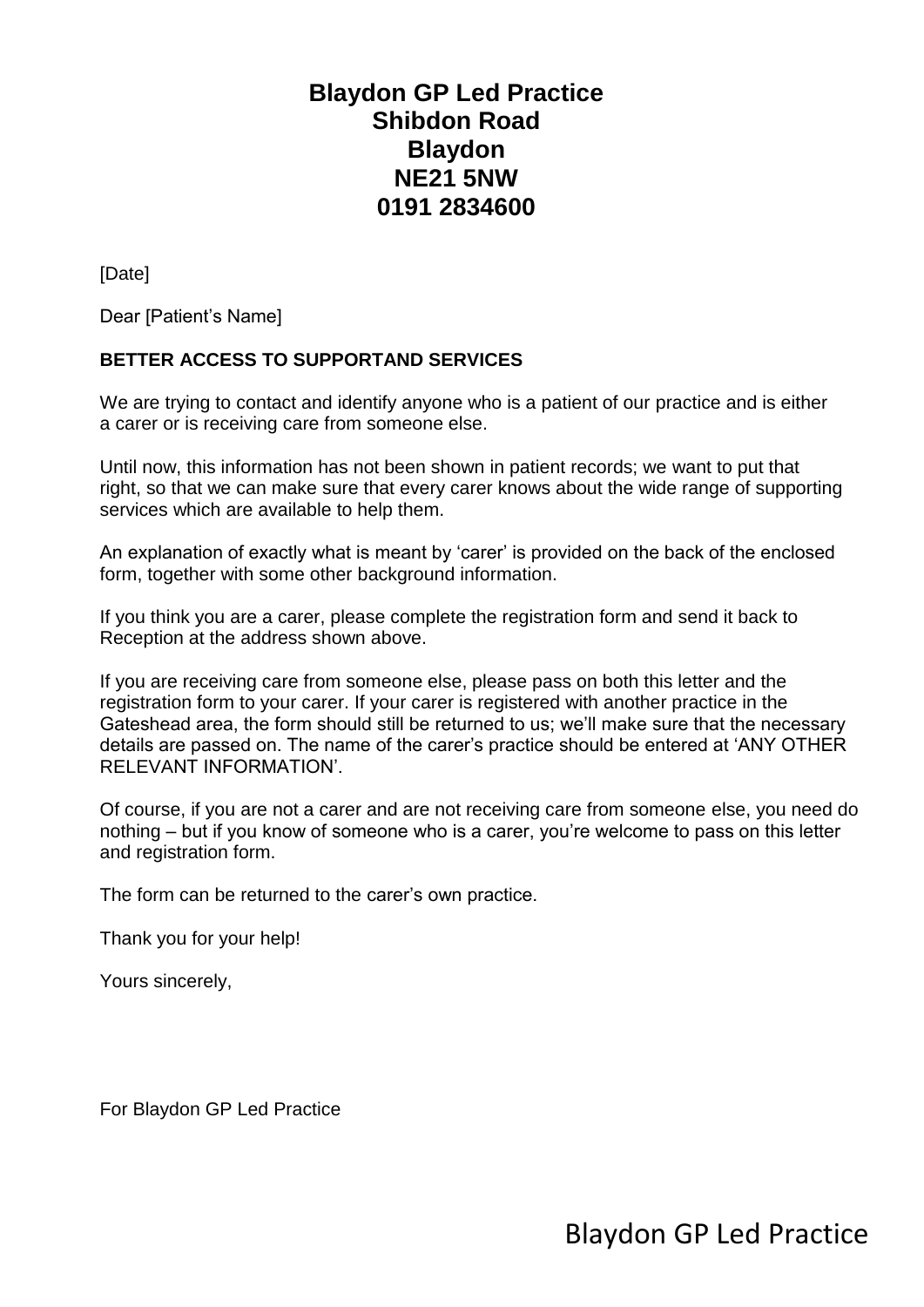# Blaydon GP Led Practice
## Shibdon Road
## Blaydon
## NE21 5NW
## 0191 2834600

[Date]

Dear [Patient's Name]

**BETTER ACCESS TO SUPPORTAND SERVICES**

We are trying to contact and identify anyone who is a patient of our practice and is either a carer or is receiving care from someone else.

Until now, this information has not been shown in patient records; we want to put that right, so that we can make sure that every carer knows about the wide range of supporting services which are available to help them.

An explanation of exactly what is meant by 'carer' is provided on the back of the enclosed form, together with some other background information.

If you think you are a carer, please complete the registration form and send it back to Reception at the address shown above.

If you are receiving care from someone else, please pass on both this letter and the registration form to your carer. If your carer is registered with another practice in the Gateshead area, the form should still be returned to us; we'll make sure that the necessary details are passed on. The name of the carer's practice should be entered at 'ANY OTHER RELEVANT INFORMATION'.

Of course, if you are not a carer and are not receiving care from someone else, you need do nothing – but if you know of someone who is a carer, you're welcome to pass on this letter and registration form.

The form can be returned to the carer's own practice.

Thank you for your help!

Yours sincerely,

For Blaydon GP Led Practice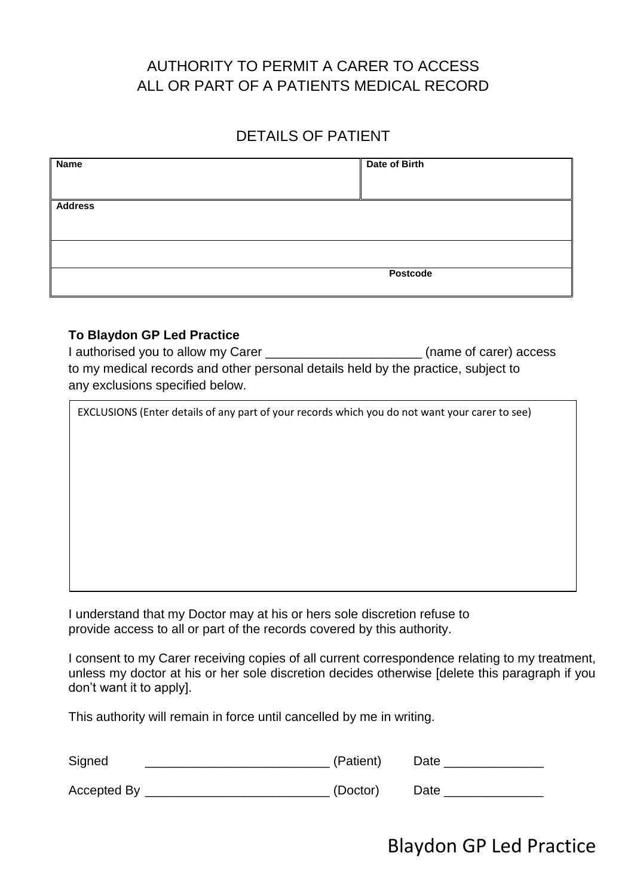# AUTHORITY TO PERMIT A CARER TO ACCESS ALL OR PART OF A PATIENTS MEDICAL RECORD

## DETAILS OF PATIENT

| | |
|---|---|
| **Name** | **Date of Birth** |
| **Address** | |
| | |
| | **Postcode** |

**To Blaydon GP Led Practice**

I authorised you to allow my Carer ______________________ (name of carer) access to my medical records and other personal details held by the practice, subject to any exclusions specified below.

| |
|---|
| EXCLUSIONS (Enter details of any part of your records which you do not want your carer to see) |

I understand that my Doctor may at his or hers sole discretion refuse to provide access to all or part of the records covered by this authority.

I consent to my Carer receiving copies of all current correspondence relating to my treatment, unless my doctor at his or her sole discretion decides otherwise [delete this paragraph if you don't want it to apply].

This authority will remain in force until cancelled by me in writing.

Signed __________________________ (Patient) Date ______________

Accepted By __________________________ (Doctor) Date ______________

Blaydon GP Led Practice